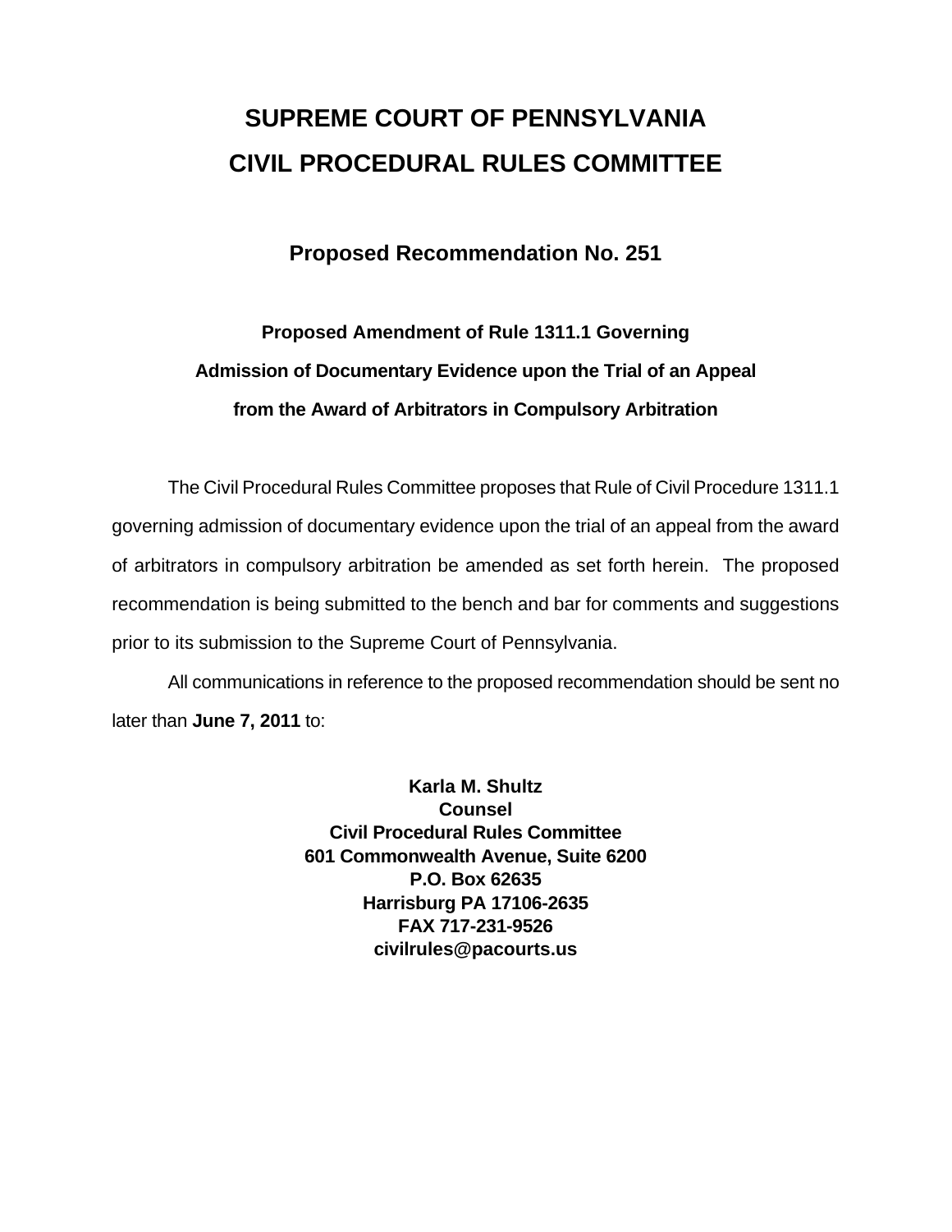# SUPREME COURT OF PENNSYLVANIA
# CIVIL PROCEDURAL RULES COMMITTEE

## Proposed Recommendation No. 251

### Proposed Amendment of Rule 1311.1 Governing Admission of Documentary Evidence upon the Trial of an Appeal from the Award of Arbitrators in Compulsory Arbitration

The Civil Procedural Rules Committee proposes that Rule of Civil Procedure 1311.1 governing admission of documentary evidence upon the trial of an appeal from the award of arbitrators in compulsory arbitration be amended as set forth herein. The proposed recommendation is being submitted to the bench and bar for comments and suggestions prior to its submission to the Supreme Court of Pennsylvania.

All communications in reference to the proposed recommendation should be sent no later than **June 7, 2011** to:

**Karla M. Shultz**
**Counsel**
**Civil Procedural Rules Committee**
**601 Commonwealth Avenue, Suite 6200**
**P.O. Box 62635**
**Harrisburg PA 17106-2635**
**FAX 717-231-9526**
**civilrules@pacourts.us**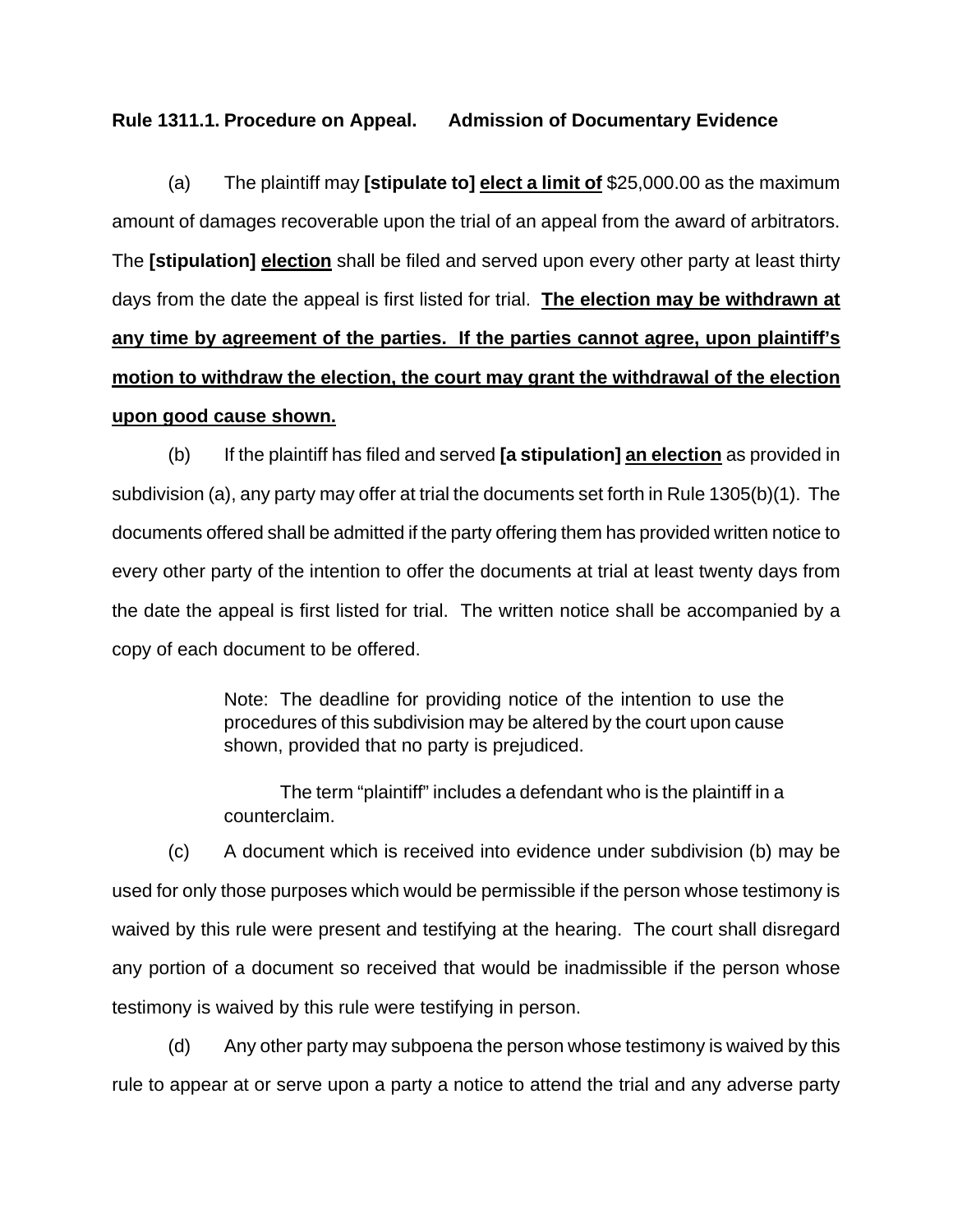**Rule 1311.1. Procedure on Appeal. Admission of Documentary Evidence**

(a) The plaintiff may **[stipulate to]** **<u>elect a limit of</u>** $25,000.00 as the maximum amount of damages recoverable upon the trial of an appeal from the award of arbitrators. The **[stipulation]** **<u>election</u>** shall be filed and served upon every other party at least thirty days from the date the appeal is first listed for trial. **<u>The election may be withdrawn at any time by agreement of the parties. If the parties cannot agree, upon plaintiff's motion to withdraw the election, the court may grant the withdrawal of the election upon good cause shown.</u>**

(b) If the plaintiff has filed and served **[a stipulation]** **<u>an election</u>** as provided in subdivision (a), any party may offer at trial the documents set forth in Rule 1305(b)(1). The documents offered shall be admitted if the party offering them has provided written notice to every other party of the intention to offer the documents at trial at least twenty days from the date the appeal is first listed for trial. The written notice shall be accompanied by a copy of each document to be offered.

> Note: The deadline for providing notice of the intention to use the procedures of this subdivision may be altered by the court upon cause shown, provided that no party is prejudiced.
>
> The term "plaintiff" includes a defendant who is the plaintiff in a counterclaim.

(c) A document which is received into evidence under subdivision (b) may be used for only those purposes which would be permissible if the person whose testimony is waived by this rule were present and testifying at the hearing. The court shall disregard any portion of a document so received that would be inadmissible if the person whose testimony is waived by this rule were testifying in person.

(d) Any other party may subpoena the person whose testimony is waived by this rule to appear at or serve upon a party a notice to attend the trial and any adverse party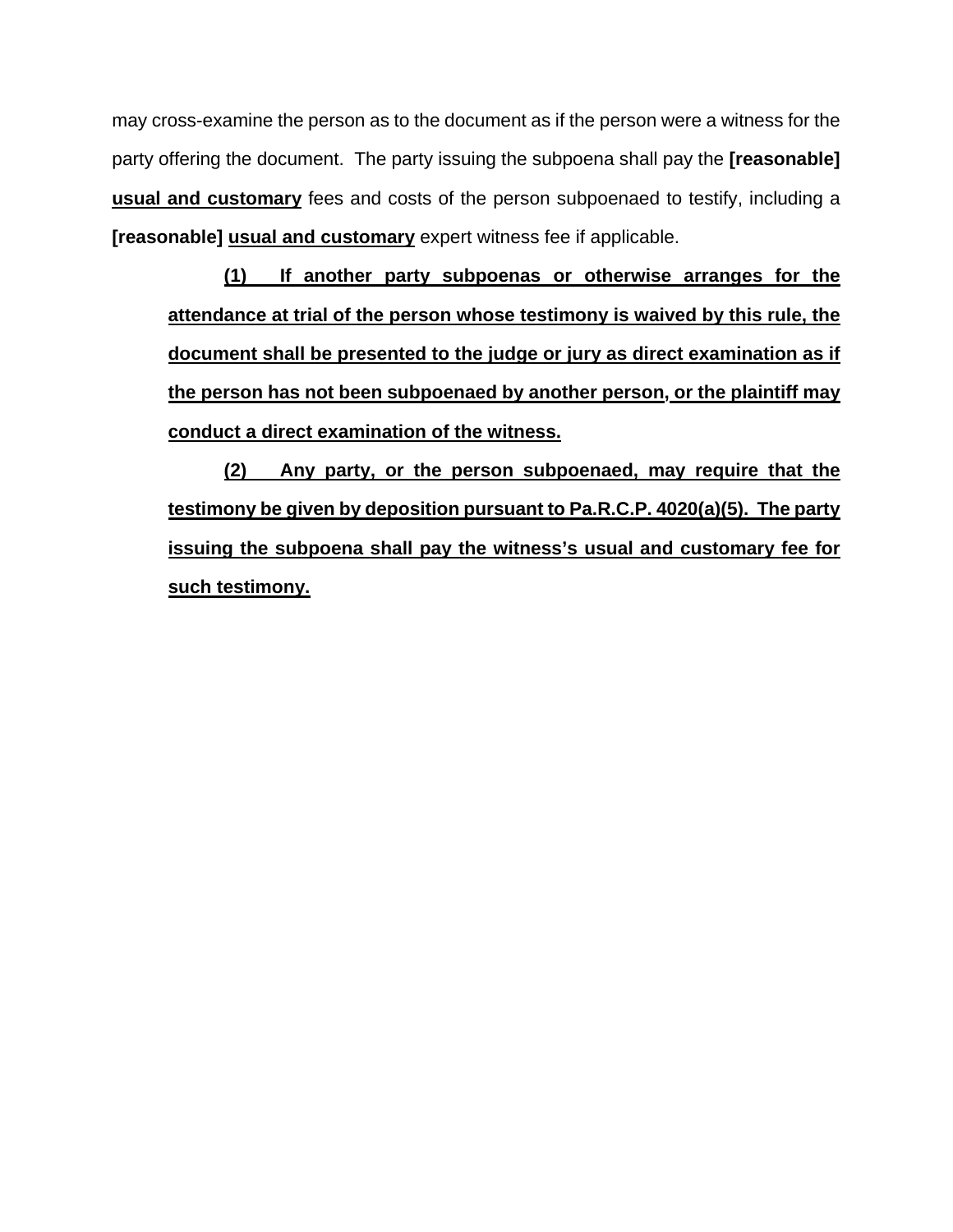may cross-examine the person as to the document as if the person were a witness for the party offering the document. The party issuing the subpoena shall pay the **[reasonable]** **<u>usual and customary</u>** fees and costs of the person subpoenaed to testify, including a **[reasonable]** **<u>usual and customary</u>** expert witness fee if applicable.

> **<u>(1) If another party subpoenas or otherwise arranges for the attendance at trial of the person whose testimony is waived by this rule, the document shall be presented to the judge or jury as direct examination as if the person has not been subpoenaed by another person, or the plaintiff may conduct a direct examination of the witness.</u>**
>
> **<u>(2) Any party, or the person subpoenaed, may require that the testimony be given by deposition pursuant to Pa.R.C.P. 4020(a)(5). The party issuing the subpoena shall pay the witness's usual and customary fee for such testimony.</u>**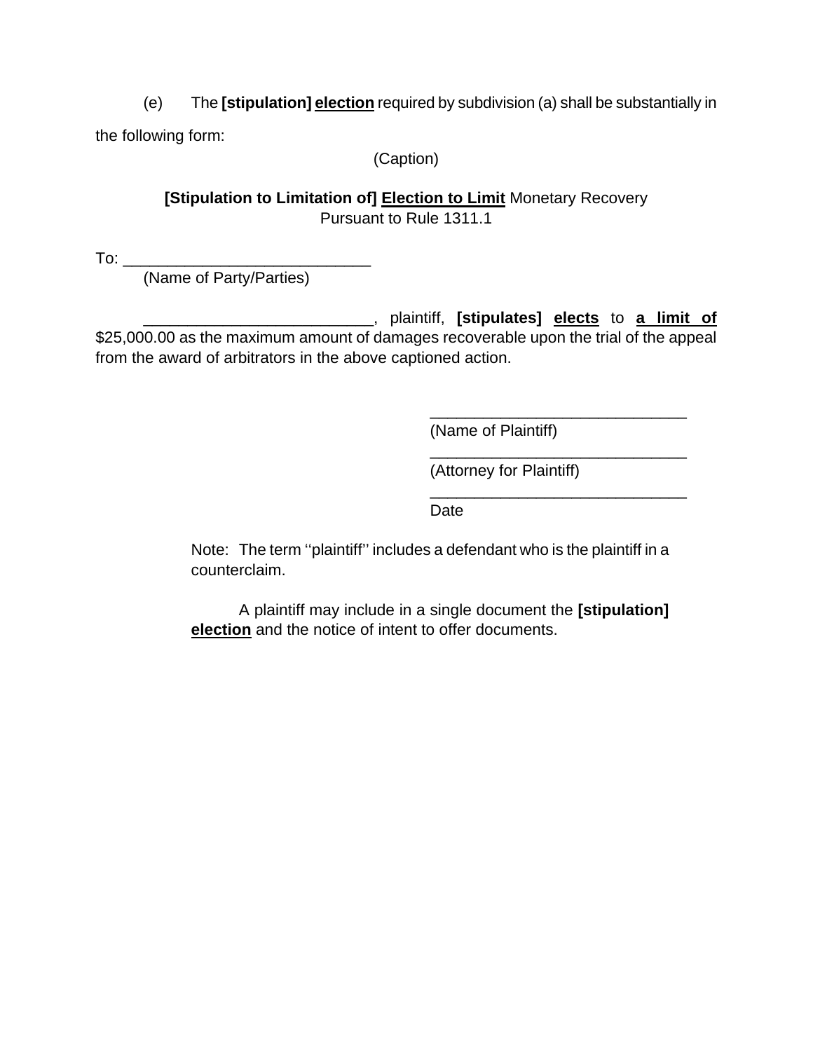(e) The **[stipulation]** **<u>election</u>** required by subdivision (a) shall be substantially in the following form:

(Caption)

**[Stipulation to Limitation of]** **<u>Election to Limit</u>** Monetary Recovery
Pursuant to Rule 1311.1

To: ____________________________
(Name of Party/Parties)

__________________________, plaintiff, **[stipulates]** **<u>elects</u>** to **<u>a limit of</u>** $25,000.00 as the maximum amount of damages recoverable upon the trial of the appeal from the award of arbitrators in the above captioned action.

_____________________________
(Name of Plaintiff)

_____________________________
(Attorney for Plaintiff)

_____________________________
Date

Note: The term ''plaintiff'' includes a defendant who is the plaintiff in a counterclaim.

A plaintiff may include in a single document the **[stipulation]** **<u>election</u>** and the notice of intent to offer documents.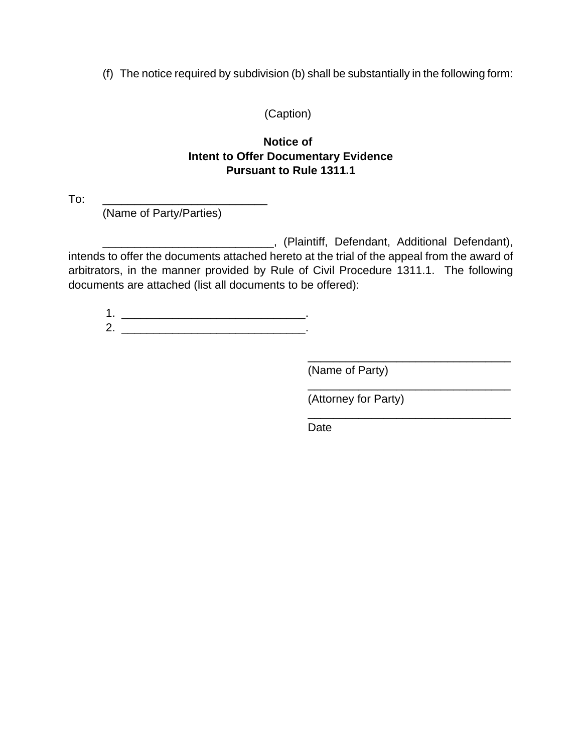(f) The notice required by subdivision (b) shall be substantially in the following form:

(Caption)

**Notice of**
**Intent to Offer Documentary Evidence**
**Pursuant to Rule 1311.1**

To: ___________________________
(Name of Party/Parties)

___________________________, (Plaintiff, Defendant, Additional Defendant), intends to offer the documents attached hereto at the trial of the appeal from the award of arbitrators, in the manner provided by Rule of Civil Procedure 1311.1. The following documents are attached (list all documents to be offered):

1. ______________________________.
2. ______________________________.

_________________________________
(Name of Party)

_________________________________
(Attorney for Party)

_________________________________
Date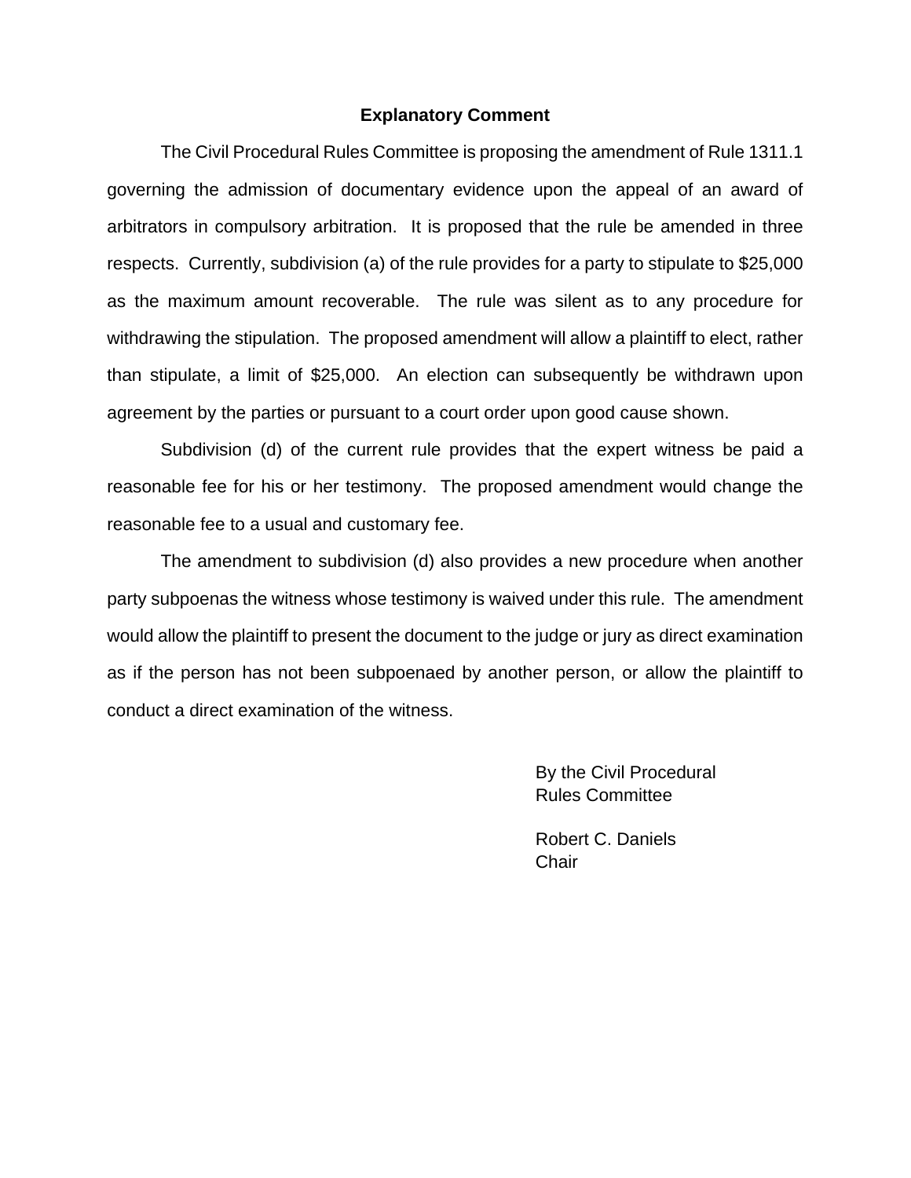## Explanatory Comment

The Civil Procedural Rules Committee is proposing the amendment of Rule 1311.1 governing the admission of documentary evidence upon the appeal of an award of arbitrators in compulsory arbitration. It is proposed that the rule be amended in three respects. Currently, subdivision (a) of the rule provides for a party to stipulate to $25,000 as the maximum amount recoverable. The rule was silent as to any procedure for withdrawing the stipulation. The proposed amendment will allow a plaintiff to elect, rather than stipulate, a limit of $25,000. An election can subsequently be withdrawn upon agreement by the parties or pursuant to a court order upon good cause shown.

Subdivision (d) of the current rule provides that the expert witness be paid a reasonable fee for his or her testimony. The proposed amendment would change the reasonable fee to a usual and customary fee.

The amendment to subdivision (d) also provides a new procedure when another party subpoenas the witness whose testimony is waived under this rule. The amendment would allow the plaintiff to present the document to the judge or jury as direct examination as if the person has not been subpoenaed by another person, or allow the plaintiff to conduct a direct examination of the witness.

By the Civil Procedural
Rules Committee

Robert C. Daniels
Chair